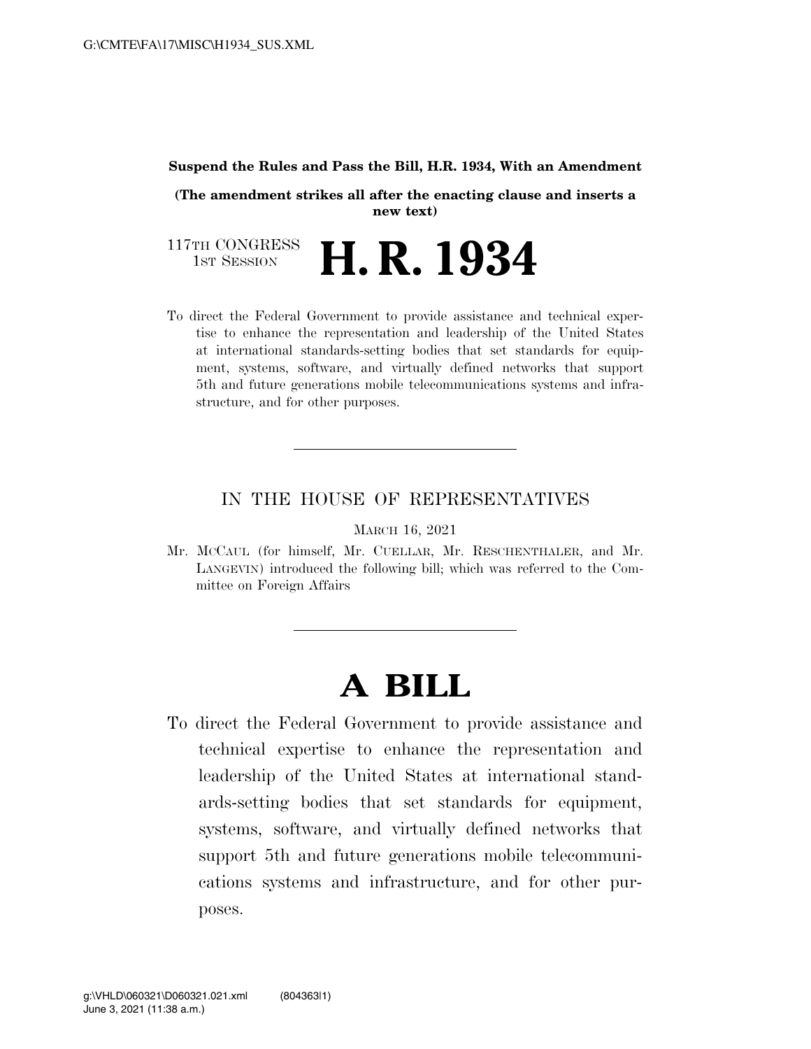**Suspend the Rules and Pass the Bill, H.R. 1934, With an Amendment**

**(The amendment strikes all after the enacting clause and inserts a new text)**

117TH CONGRESS
1ST SESSION

# H. R. 1934

To direct the Federal Government to provide assistance and technical expertise to enhance the representation and leadership of the United States at international standards-setting bodies that set standards for equipment, systems, software, and virtually defined networks that support 5th and future generations mobile telecommunications systems and infrastructure, and for other purposes.

---

IN THE HOUSE OF REPRESENTATIVES

MARCH 16, 2021

Mr. MCCAUL (for himself, Mr. CUELLAR, Mr. RESCHENTHALER, and Mr. LANGEVIN) introduced the following bill; which was referred to the Committee on Foreign Affairs

---

# A BILL

To direct the Federal Government to provide assistance and technical expertise to enhance the representation and leadership of the United States at international standards-setting bodies that set standards for equipment, systems, software, and virtually defined networks that support 5th and future generations mobile telecommunications systems and infrastructure, and for other purposes.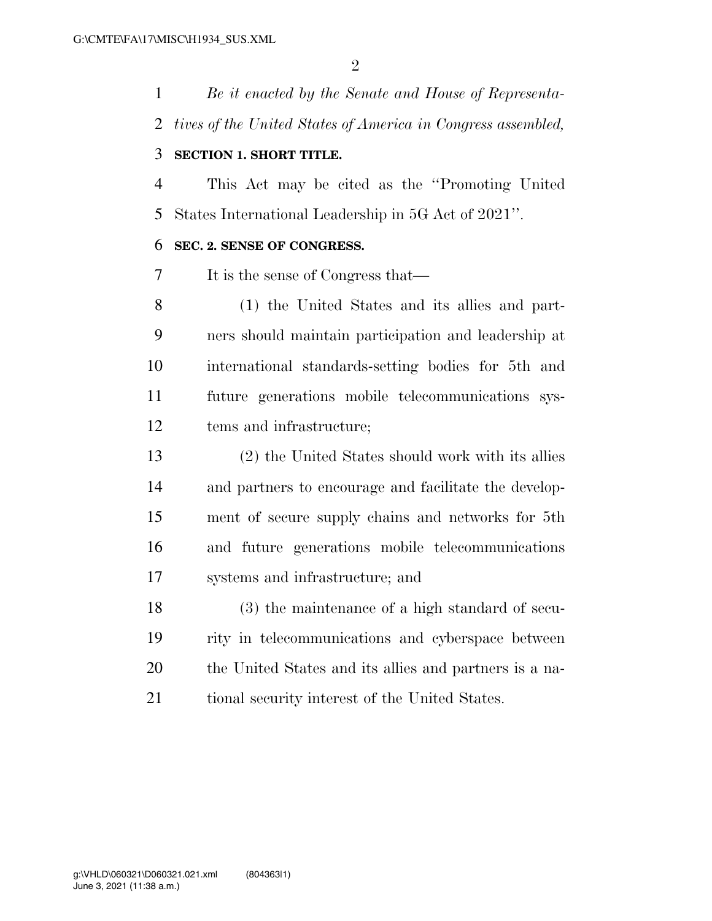*Be it enacted by the Senate and House of Representatives of the United States of America in Congress assembled,*

**SECTION 1. SHORT TITLE.**

This Act may be cited as the ''Promoting United States International Leadership in 5G Act of 2021''.

**SEC. 2. SENSE OF CONGRESS.**

It is the sense of Congress that—

(1) the United States and its allies and partners should maintain participation and leadership at international standards-setting bodies for 5th and future generations mobile telecommunications systems and infrastructure;

(2) the United States should work with its allies and partners to encourage and facilitate the development of secure supply chains and networks for 5th and future generations mobile telecommunications systems and infrastructure; and

(3) the maintenance of a high standard of security in telecommunications and cyberspace between the United States and its allies and partners is a national security interest of the United States.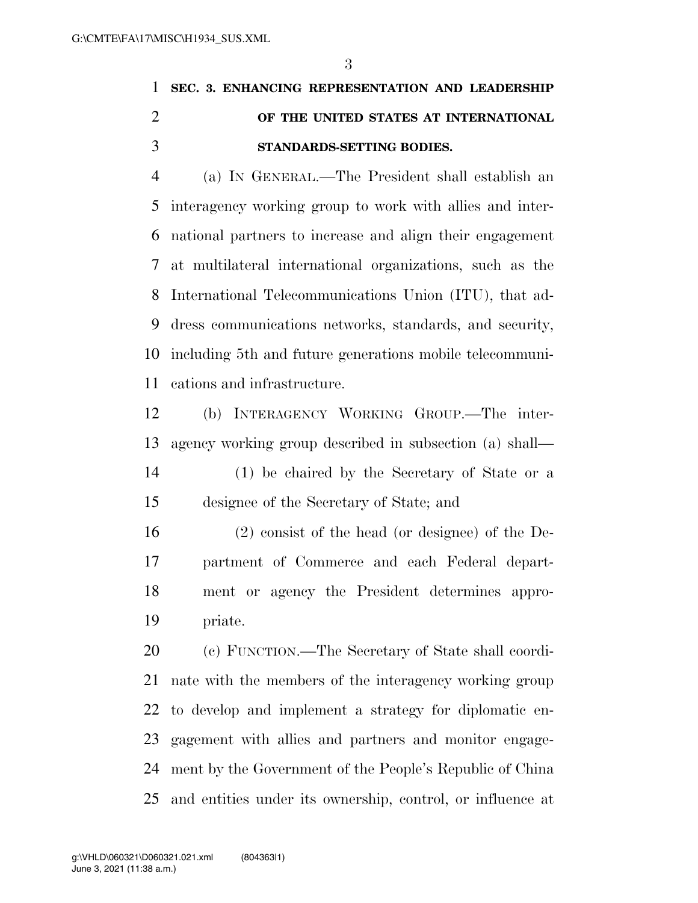## SEC. 3. ENHANCING REPRESENTATION AND LEADERSHIP OF THE UNITED STATES AT INTERNATIONAL STANDARDS-SETTING BODIES.

(a) IN GENERAL.—The President shall establish an interagency working group to work with allies and international partners to increase and align their engagement at multilateral international organizations, such as the International Telecommunications Union (ITU), that address communications networks, standards, and security, including 5th and future generations mobile telecommunications and infrastructure.

(b) INTERAGENCY WORKING GROUP.—The interagency working group described in subsection (a) shall—

(1) be chaired by the Secretary of State or a designee of the Secretary of State; and

(2) consist of the head (or designee) of the Department of Commerce and each Federal department or agency the President determines appropriate.

(c) FUNCTION.—The Secretary of State shall coordinate with the members of the interagency working group to develop and implement a strategy for diplomatic engagement with allies and partners and monitor engagement by the Government of the People's Republic of China and entities under its ownership, control, or influence at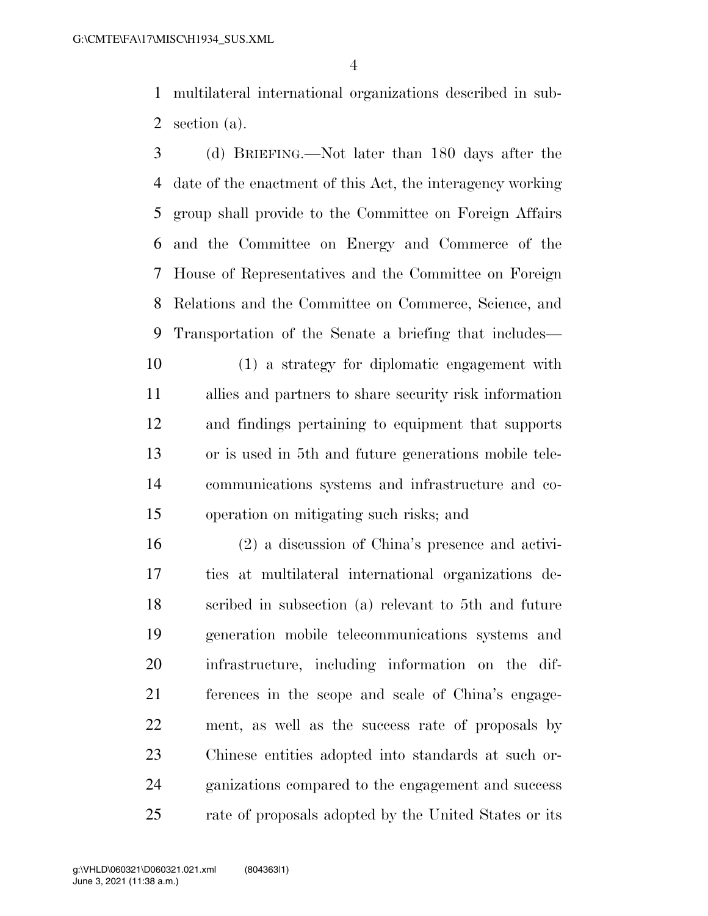multilateral international organizations described in subsection (a).

(d) BRIEFING.—Not later than 180 days after the date of the enactment of this Act, the interagency working group shall provide to the Committee on Foreign Affairs and the Committee on Energy and Commerce of the House of Representatives and the Committee on Foreign Relations and the Committee on Commerce, Science, and Transportation of the Senate a briefing that includes—

(1) a strategy for diplomatic engagement with allies and partners to share security risk information and findings pertaining to equipment that supports or is used in 5th and future generations mobile telecommunications systems and infrastructure and cooperation on mitigating such risks; and

(2) a discussion of China's presence and activities at multilateral international organizations described in subsection (a) relevant to 5th and future generation mobile telecommunications systems and infrastructure, including information on the differences in the scope and scale of China's engagement, as well as the success rate of proposals by Chinese entities adopted into standards at such organizations compared to the engagement and success rate of proposals adopted by the United States or its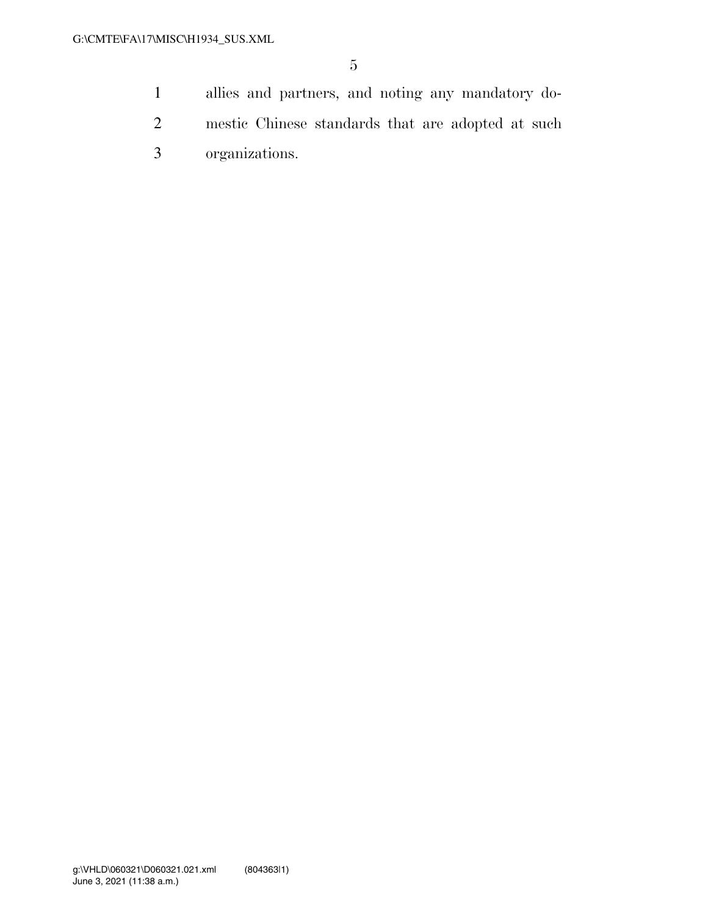allies and partners, and noting any mandatory domestic Chinese standards that are adopted at such organizations.